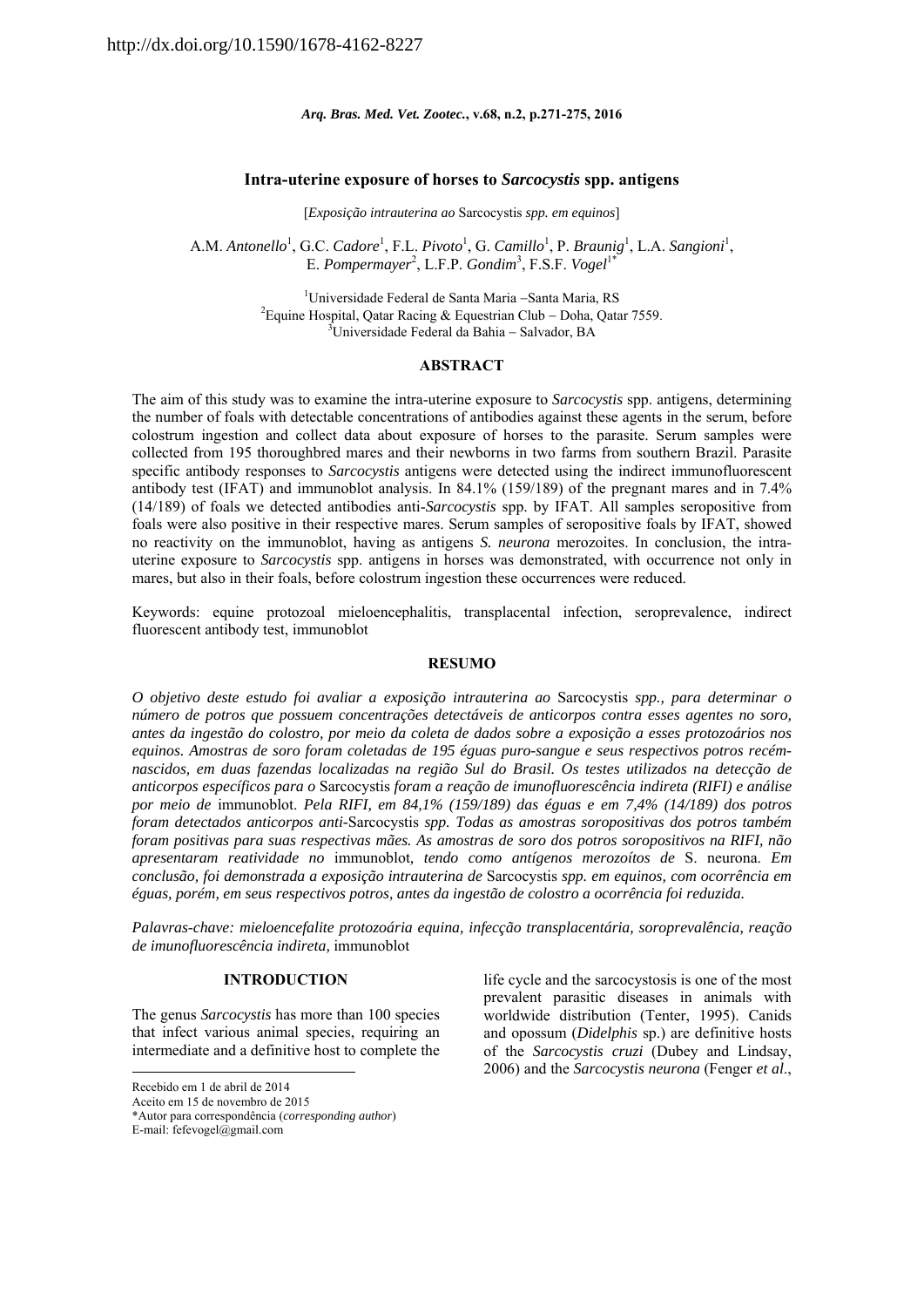http://dx.doi.org/10.1590/1678-4162-8227

# Intra-uterine exposure of horses to *Sarcocystis* spp. antigens

[*Exposição intrauterina ao* Sarcocystis *spp. em equinos*]

A.M. *Antonello*[1], G.C. *Cadore*[1], F.L. *Pivoto*[1], G. *Camillo*[1], P. *Braunig*[1], L.A. *Sangioni*[1], E. *Pompermayer*[2], L.F.P. *Gondim*[3], F.S.F. *Vogel*[1*]

[1]Universidade Federal de Santa Maria –Santa Maria, RS
[2]Equine Hospital, Qatar Racing & Equestrian Club – Doha, Qatar 7559.
[3]Universidade Federal da Bahia – Salvador, BA

## ABSTRACT

The aim of this study was to examine the intra-uterine exposure to *Sarcocystis* spp. antigens, determining the number of foals with detectable concentrations of antibodies against these agents in the serum, before colostrum ingestion and collect data about exposure of horses to the parasite. Serum samples were collected from 195 thoroughbred mares and their newborns in two farms from southern Brazil. Parasite specific antibody responses to *Sarcocystis* antigens were detected using the indirect immunofluorescent antibody test (IFAT) and immunoblot analysis. In 84.1% (159/189) of the pregnant mares and in 7.4% (14/189) of foals we detected antibodies anti-*Sarcocystis* spp. by IFAT. All samples seropositive from foals were also positive in their respective mares. Serum samples of seropositive foals by IFAT, showed no reactivity on the immunoblot, having as antigens *S. neurona* merozoites. In conclusion, the intra-uterine exposure to *Sarcocystis* spp. antigens in horses was demonstrated, with occurrence not only in mares, but also in their foals, before colostrum ingestion these occurrences were reduced.

Keywords: equine protozoal mieloencephalitis, transplacental infection, seroprevalence, indirect fluorescent antibody test, immunoblot

## RESUMO

*O objetivo deste estudo foi avaliar a exposição intrauterina ao* Sarcocystis *spp., para determinar o número de potros que possuem concentrações detectáveis de anticorpos contra esses agentes no soro, antes da ingestão do colostro, por meio da coleta de dados sobre a exposição a esses protozoários nos equinos. Amostras de soro foram coletadas de 195 éguas puro-sangue e seus respectivos potros recém-nascidos, em duas fazendas localizadas na região Sul do Brasil. Os testes utilizados na detecção de anticorpos específicos para o* Sarcocystis *foram a reação de imunofluorescência indireta (RIFI) e análise por meio de* immunoblot. *Pela RIFI, em 84,1% (159/189) das éguas e em 7,4% (14/189) dos potros foram detectados anticorpos anti-*Sarcocystis *spp. Todas as amostras soropositivas dos potros também foram positivas para suas respectivas mães. As amostras de soro dos potros soropositivos na RIFI, não apresentaram reatividade no* immunoblot*, tendo como antígenos merozoítos de* S. neurona*. Em conclusão, foi demonstrada a exposição intrauterina de* Sarcocystis *spp. em equinos, com ocorrência em éguas, porém, em seus respectivos potros, antes da ingestão de colostro a ocorrência foi reduzida.*

*Palavras-chave: mieloencefalite protozoária equina, infecção transplacentária, soroprevalência, reação de imunofluorescência indireta,* immunoblot

## INTRODUCTION

The genus *Sarcocystis* has more than 100 species that infect various animal species, requiring an intermediate and a definitive host to complete the life cycle and the sarcocystosis is one of the most prevalent parasitic diseases in animals with worldwide distribution (Tenter, 1995). Canids and opossum (*Didelphis* sp.) are definitive hosts of the *Sarcocystis cruzi* (Dubey and Lindsay, 2006) and the *Sarcocystis neurona* (Fenger *et al.*,

Recebido em 1 de abril de 2014
Aceito em 15 de novembro de 2015
*Autor para correspondência (*corresponding author*)
E-mail: fefevogel@gmail.com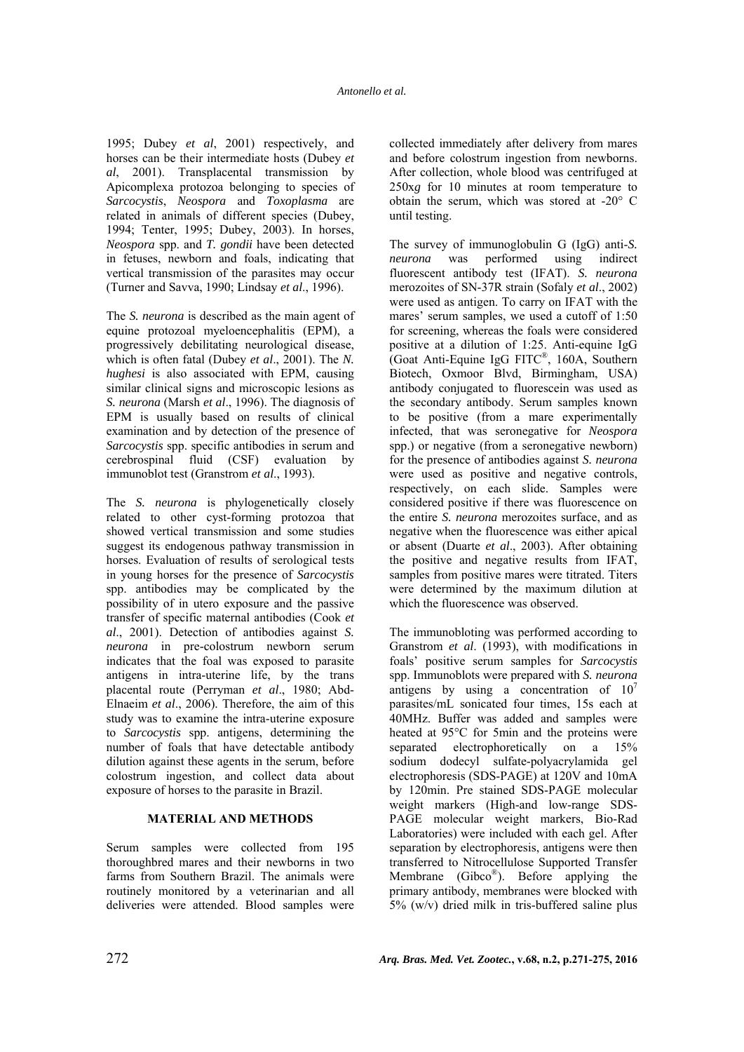1995; Dubey *et al*, 2001) respectively, and horses can be their intermediate hosts (Dubey *et al*, 2001). Transplacental transmission by Apicomplexa protozoa belonging to species of *Sarcocystis*, *Neospora* and *Toxoplasma* are related in animals of different species (Dubey, 1994; Tenter, 1995; Dubey, 2003). In horses, *Neospora* spp. and *T. gondii* have been detected in fetuses, newborn and foals, indicating that vertical transmission of the parasites may occur (Turner and Savva, 1990; Lindsay *et al*., 1996).

The *S. neurona* is described as the main agent of equine protozoal myeloencephalitis (EPM), a progressively debilitating neurological disease, which is often fatal (Dubey *et al*., 2001). The *N. hughesi* is also associated with EPM, causing similar clinical signs and microscopic lesions as *S. neurona* (Marsh *et al*., 1996). The diagnosis of EPM is usually based on results of clinical examination and by detection of the presence of *Sarcocystis* spp. specific antibodies in serum and cerebrospinal fluid (CSF) evaluation by immunoblot test (Granstrom *et al*., 1993).

The *S. neurona* is phylogenetically closely related to other cyst-forming protozoa that showed vertical transmission and some studies suggest its endogenous pathway transmission in horses. Evaluation of results of serological tests in young horses for the presence of *Sarcocystis* spp. antibodies may be complicated by the possibility of in utero exposure and the passive transfer of specific maternal antibodies (Cook *et al*., 2001). Detection of antibodies against *S. neurona* in pre-colostrum newborn serum indicates that the foal was exposed to parasite antigens in intra-uterine life, by the trans placental route (Perryman *et al*., 1980; Abd-Elnaeim *et al*., 2006). Therefore, the aim of this study was to examine the intra-uterine exposure to *Sarcocystis* spp. antigens, determining the number of foals that have detectable antibody dilution against these agents in the serum, before colostrum ingestion, and collect data about exposure of horses to the parasite in Brazil.

## MATERIAL AND METHODS

Serum samples were collected from 195 thoroughbred mares and their newborns in two farms from Southern Brazil. The animals were routinely monitored by a veterinarian and all deliveries were attended. Blood samples were collected immediately after delivery from mares and before colostrum ingestion from newborns. After collection, whole blood was centrifuged at 250x*g* for 10 minutes at room temperature to obtain the serum, which was stored at -20° C until testing.

The survey of immunoglobulin G (IgG) anti-*S. neurona* was performed using indirect fluorescent antibody test (IFAT). *S. neurona* merozoites of SN-37R strain (Sofaly *et al*., 2002) were used as antigen. To carry on IFAT with the mares' serum samples, we used a cutoff of 1:50 for screening, whereas the foals were considered positive at a dilution of 1:25. Anti-equine IgG (Goat Anti-Equine IgG FITC®, 160A, Southern Biotech, Oxmoor Blvd, Birmingham, USA) antibody conjugated to fluorescein was used as the secondary antibody. Serum samples known to be positive (from a mare experimentally infected, that was seronegative for *Neospora* spp.) or negative (from a seronegative newborn) for the presence of antibodies against *S. neurona* were used as positive and negative controls, respectively, on each slide. Samples were considered positive if there was fluorescence on the entire *S. neurona* merozoites surface, and as negative when the fluorescence was either apical or absent (Duarte *et al*., 2003). After obtaining the positive and negative results from IFAT, samples from positive mares were titrated. Titers were determined by the maximum dilution at which the fluorescence was observed.

The immunobloting was performed according to Granstrom *et al*. (1993), with modifications in foals' positive serum samples for *Sarcocystis* spp. Immunoblots were prepared with *S. neurona* antigens by using a concentration of $10^7$ parasites/mL sonicated four times, 15s each at 40MHz. Buffer was added and samples were heated at 95°C for 5min and the proteins were separated electrophoretically on a 15% sodium dodecyl sulfate-polyacrylamida gel electrophoresis (SDS-PAGE) at 120V and 10mA by 120min. Pre stained SDS-PAGE molecular weight markers (High-and low-range SDS-PAGE molecular weight markers, Bio-Rad Laboratories) were included with each gel. After separation by electrophoresis, antigens were then transferred to Nitrocellulose Supported Transfer Membrane (Gibco®). Before applying the primary antibody, membranes were blocked with 5% (w/v) dried milk in tris-buffered saline plus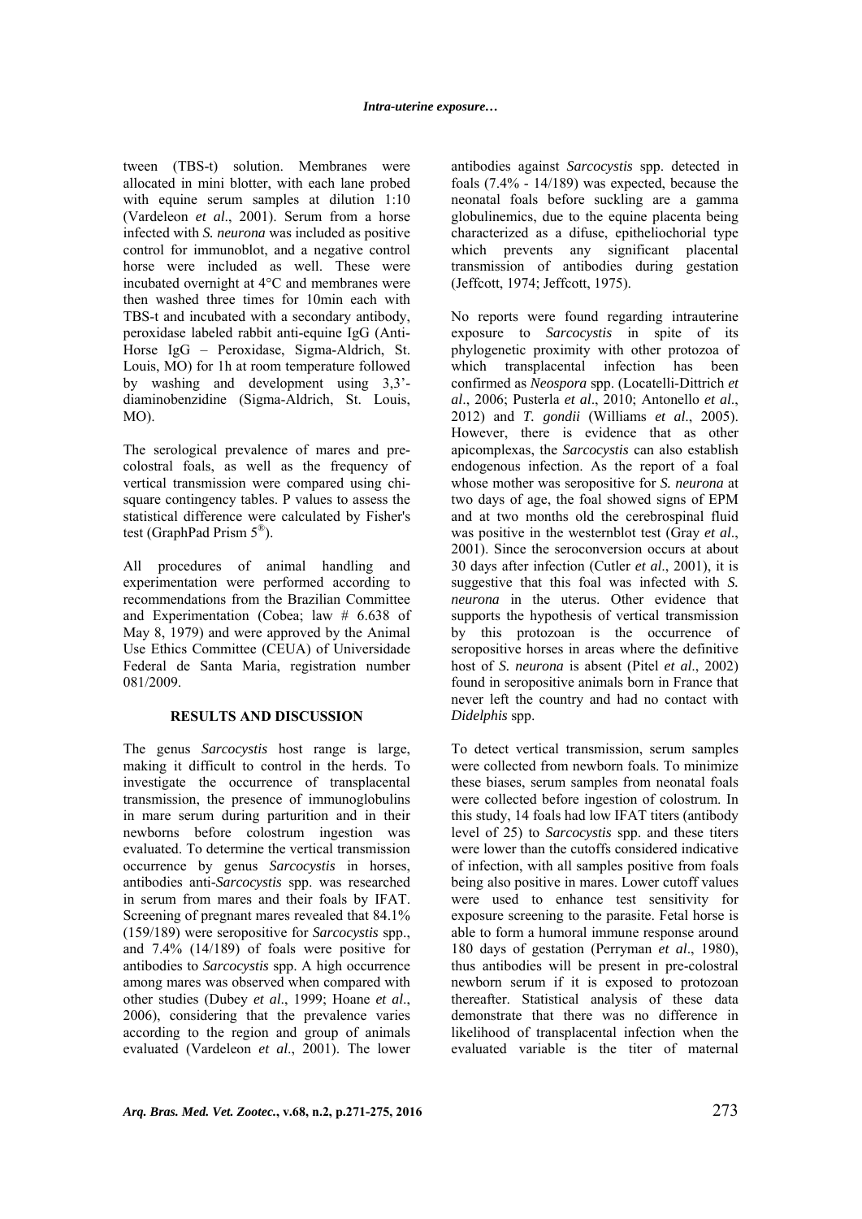tween (TBS-t) solution. Membranes were allocated in mini blotter, with each lane probed with equine serum samples at dilution 1:10 (Vardeleon *et al*., 2001). Serum from a horse infected with *S. neurona* was included as positive control for immunoblot, and a negative control horse were included as well. These were incubated overnight at 4°C and membranes were then washed three times for 10min each with TBS-t and incubated with a secondary antibody, peroxidase labeled rabbit anti-equine IgG (Anti-Horse IgG – Peroxidase, Sigma-Aldrich, St. Louis, MO) for 1h at room temperature followed by washing and development using 3,3'-diaminobenzidine (Sigma-Aldrich, St. Louis, MO).

The serological prevalence of mares and pre-colostral foals, as well as the frequency of vertical transmission were compared using chi-square contingency tables. P values to assess the statistical difference were calculated by Fisher's test (GraphPad Prism 5®).

All procedures of animal handling and experimentation were performed according to recommendations from the Brazilian Committee and Experimentation (Cobea; law # 6.638 of May 8, 1979) and were approved by the Animal Use Ethics Committee (CEUA) of Universidade Federal de Santa Maria, registration number 081/2009.

## RESULTS AND DISCUSSION

The genus *Sarcocystis* host range is large, making it difficult to control in the herds. To investigate the occurrence of transplacental transmission, the presence of immunoglobulins in mare serum during parturition and in their newborns before colostrum ingestion was evaluated. To determine the vertical transmission occurrence by genus *Sarcocystis* in horses, antibodies anti-*Sarcocystis* spp. was researched in serum from mares and their foals by IFAT. Screening of pregnant mares revealed that 84.1% (159/189) were seropositive for *Sarcocystis* spp., and 7.4% (14/189) of foals were positive for antibodies to *Sarcocystis* spp. A high occurrence among mares was observed when compared with other studies (Dubey *et al*., 1999; Hoane *et al*., 2006), considering that the prevalence varies according to the region and group of animals evaluated (Vardeleon *et al*., 2001). The lower antibodies against *Sarcocystis* spp. detected in foals (7.4% - 14/189) was expected, because the neonatal foals before suckling are a gamma globulinemics, due to the equine placenta being characterized as a difuse, epitheliochorial type which prevents any significant placental transmission of antibodies during gestation (Jeffcott, 1974; Jeffcott, 1975).

No reports were found regarding intrauterine exposure to *Sarcocystis* in spite of its phylogenetic proximity with other protozoa of which transplacental infection has been confirmed as *Neospora* spp. (Locatelli-Dittrich *et al*., 2006; Pusterla *et al*., 2010; Antonello *et al*., 2012) and *T. gondii* (Williams *et al*., 2005). However, there is evidence that as other apicomplexas, the *Sarcocystis* can also establish endogenous infection. As the report of a foal whose mother was seropositive for *S. neurona* at two days of age, the foal showed signs of EPM and at two months old the cerebrospinal fluid was positive in the westernblot test (Gray *et al*., 2001). Since the seroconversion occurs at about 30 days after infection (Cutler *et al*., 2001), it is suggestive that this foal was infected with *S. neurona* in the uterus. Other evidence that supports the hypothesis of vertical transmission by this protozoan is the occurrence of seropositive horses in areas where the definitive host of *S. neurona* is absent (Pitel *et al*., 2002) found in seropositive animals born in France that never left the country and had no contact with *Didelphis* spp.

To detect vertical transmission, serum samples were collected from newborn foals. To minimize these biases, serum samples from neonatal foals were collected before ingestion of colostrum. In this study, 14 foals had low IFAT titers (antibody level of 25) to *Sarcocystis* spp. and these titers were lower than the cutoffs considered indicative of infection, with all samples positive from foals being also positive in mares. Lower cutoff values were used to enhance test sensitivity for exposure screening to the parasite. Fetal horse is able to form a humoral immune response around 180 days of gestation (Perryman *et al*., 1980), thus antibodies will be present in pre-colostral newborn serum if it is exposed to protozoan thereafter. Statistical analysis of these data demonstrate that there was no difference in likelihood of transplacental infection when the evaluated variable is the titer of maternal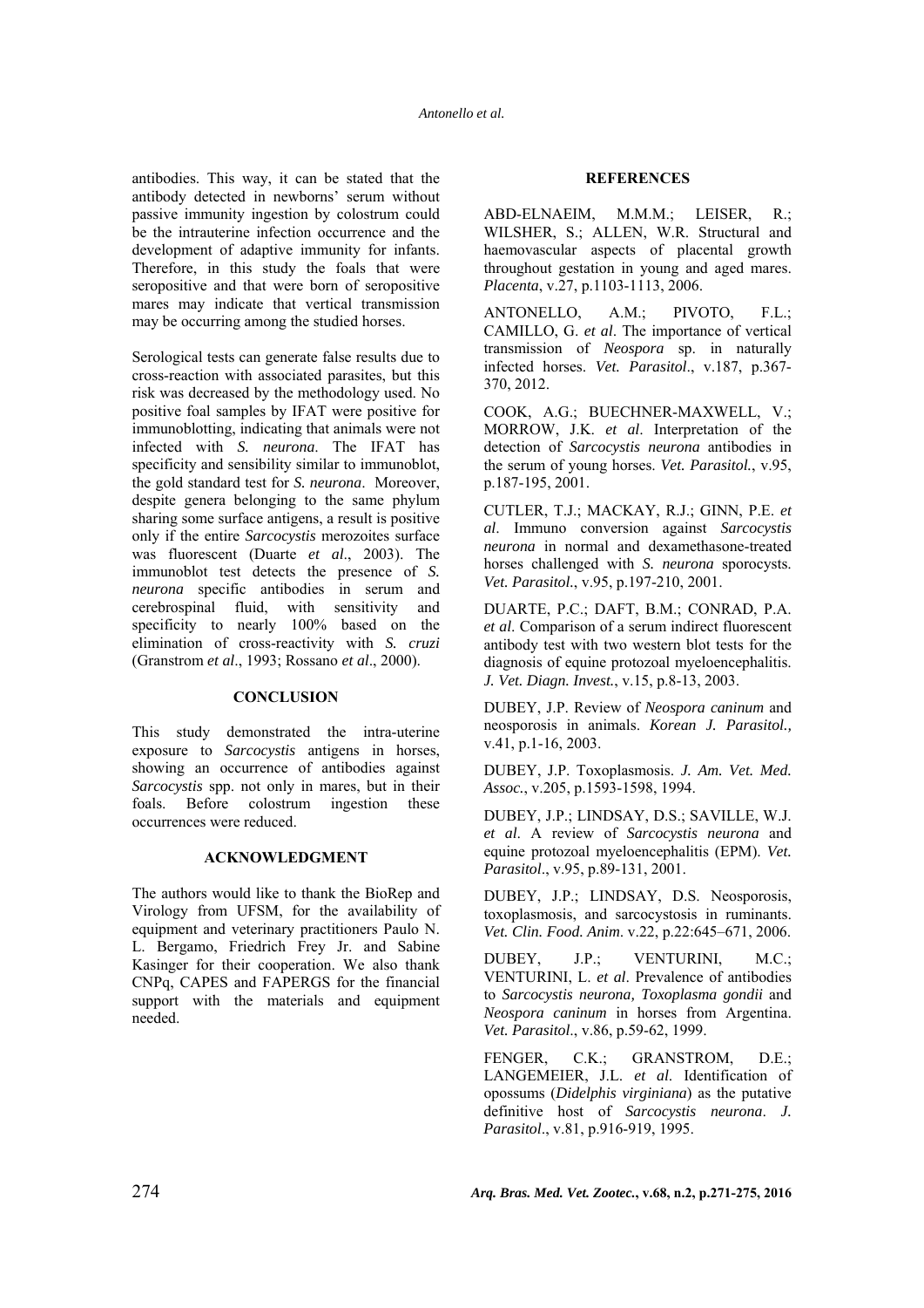antibodies. This way, it can be stated that the antibody detected in newborns' serum without passive immunity ingestion by colostrum could be the intrauterine infection occurrence and the development of adaptive immunity for infants. Therefore, in this study the foals that were seropositive and that were born of seropositive mares may indicate that vertical transmission may be occurring among the studied horses.

Serological tests can generate false results due to cross-reaction with associated parasites, but this risk was decreased by the methodology used. No positive foal samples by IFAT were positive for immunoblotting, indicating that animals were not infected with *S. neurona*. The IFAT has specificity and sensibility similar to immunoblot, the gold standard test for *S. neurona*. Moreover, despite genera belonging to the same phylum sharing some surface antigens, a result is positive only if the entire *Sarcocystis* merozoites surface was fluorescent (Duarte *et al*., 2003). The immunoblot test detects the presence of *S. neurona* specific antibodies in serum and cerebrospinal fluid, with sensitivity and specificity to nearly 100% based on the elimination of cross-reactivity with *S. cruzi* (Granstrom *et al*., 1993; Rossano *et al*., 2000).

## CONCLUSION

This study demonstrated the intra-uterine exposure to *Sarcocystis* antigens in horses, showing an occurrence of antibodies against *Sarcocystis* spp. not only in mares, but in their foals. Before colostrum ingestion these occurrences were reduced.

## ACKNOWLEDGMENT

The authors would like to thank the BioRep and Virology from UFSM, for the availability of equipment and veterinary practitioners Paulo N. L. Bergamo, Friedrich Frey Jr. and Sabine Kasinger for their cooperation. We also thank CNPq, CAPES and FAPERGS for the financial support with the materials and equipment needed.

## REFERENCES

ABD-ELNAEIM, M.M.M.; LEISER, R.; WILSHER, S.; ALLEN, W.R. Structural and haemovascular aspects of placental growth throughout gestation in young and aged mares. *Placenta*, v.27, p.1103-1113, 2006.

ANTONELLO, A.M.; PIVOTO, F.L.; CAMILLO, G. *et al*. The importance of vertical transmission of *Neospora* sp. in naturally infected horses. *Vet. Parasitol*., v.187, p.367-370, 2012.

COOK, A.G.; BUECHNER-MAXWELL, V.; MORROW, J.K. *et al*. Interpretation of the detection of *Sarcocystis neurona* antibodies in the serum of young horses. *Vet. Parasitol.*, v.95, p.187-195, 2001.

CUTLER, T.J.; MACKAY, R.J.; GINN, P.E. *et al*. Immuno conversion against *Sarcocystis neurona* in normal and dexamethasone-treated horses challenged with *S. neurona* sporocysts. *Vet. Parasitol.*, v.95, p.197-210, 2001.

DUARTE, P.C.; DAFT, B.M.; CONRAD, P.A. *et al*. Comparison of a serum indirect fluorescent antibody test with two western blot tests for the diagnosis of equine protozoal myeloencephalitis. *J. Vet. Diagn. Invest.*, v.15, p.8-13, 2003.

DUBEY, J.P. Review of *Neospora caninum* and neosporosis in animals. *Korean J. Parasitol.,* v.41, p.1-16, 2003.

DUBEY, J.P. Toxoplasmosis. *J. Am. Vet. Med. Assoc.*, v.205, p.1593-1598, 1994.

DUBEY, J.P.; LINDSAY, D.S.; SAVILLE, W.J. *et al*. A review of *Sarcocystis neurona* and equine protozoal myeloencephalitis (EPM). *Vet. Parasitol*., v.95, p.89-131, 2001.

DUBEY, J.P.; LINDSAY, D.S. Neosporosis, toxoplasmosis, and sarcocystosis in ruminants. *Vet. Clin. Food. Anim*. v.22, p.22:645–671, 2006.

DUBEY, J.P.; VENTURINI, M.C.; VENTURINI, L. *et al*. Prevalence of antibodies to *Sarcocystis neurona, Toxoplasma gondii* and *Neospora caninum* in horses from Argentina. *Vet. Parasitol*., v.86, p.59-62, 1999.

FENGER, C.K.; GRANSTROM, D.E.; LANGEMEIER, J.L. *et al*. Identification of opossums (*Didelphis virginiana*) as the putative definitive host of *Sarcocystis neurona*. *J. Parasitol*., v.81, p.916-919, 1995.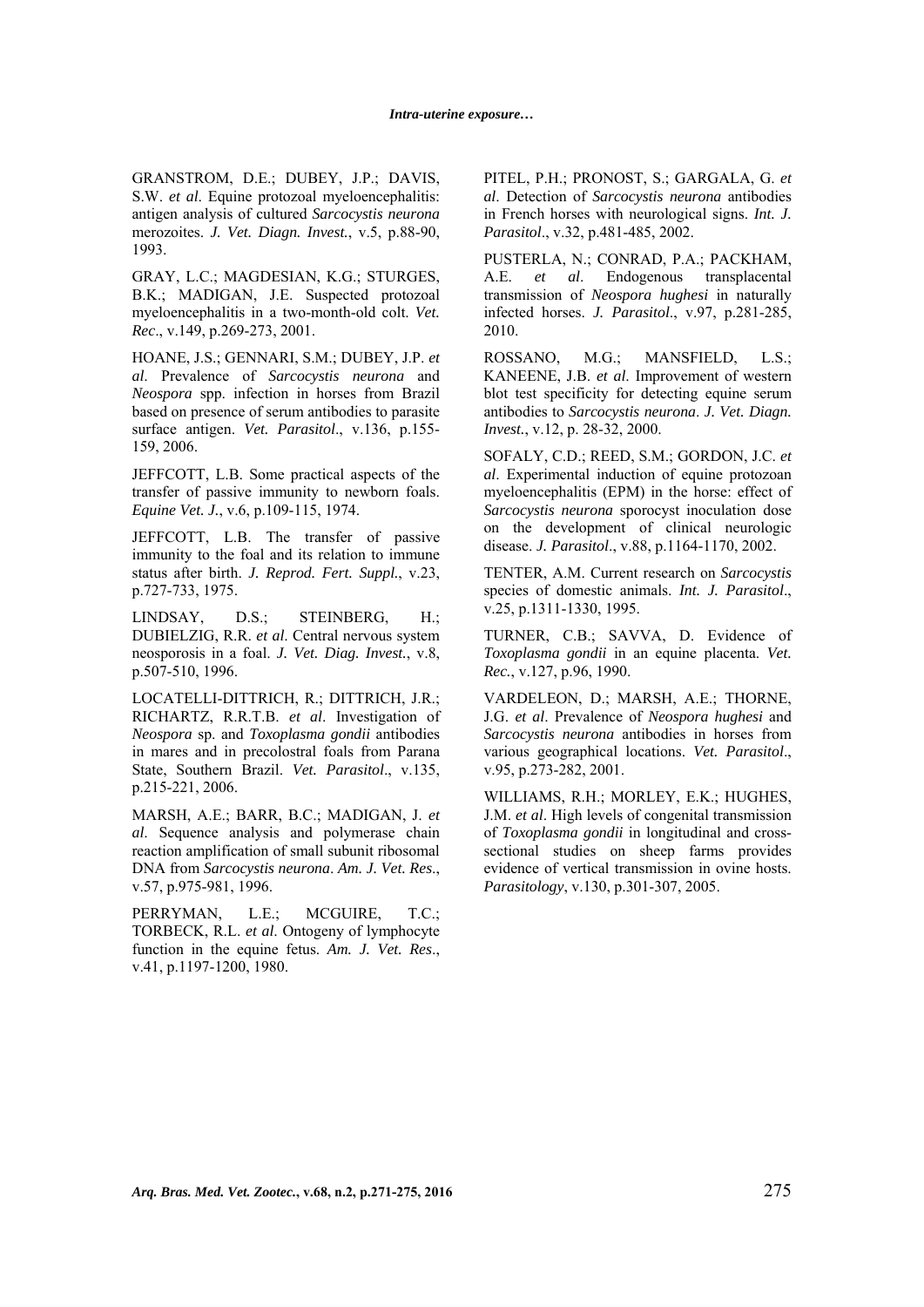GRANSTROM, D.E.; DUBEY, J.P.; DAVIS, S.W. *et al*. Equine protozoal myeloencephalitis: antigen analysis of cultured *Sarcocystis neurona* merozoites. *J. Vet. Diagn. Invest.*, v.5, p.88-90, 1993.

GRAY, L.C.; MAGDESIAN, K.G.; STURGES, B.K.; MADIGAN, J.E. Suspected protozoal myeloencephalitis in a two-month-old colt. *Vet. Rec*., v.149, p.269-273, 2001.

HOANE, J.S.; GENNARI, S.M.; DUBEY, J.P. *et al*. Prevalence of *Sarcocystis neurona* and *Neospora* spp. infection in horses from Brazil based on presence of serum antibodies to parasite surface antigen. *Vet. Parasitol*., v.136, p.155-159, 2006.

JEFFCOTT, L.B. Some practical aspects of the transfer of passive immunity to newborn foals. *Equine Vet. J.*, v.6, p.109-115, 1974.

JEFFCOTT, L.B. The transfer of passive immunity to the foal and its relation to immune status after birth. *J. Reprod. Fert. Suppl.*, v.23, p.727-733, 1975.

LINDSAY, D.S.; STEINBERG, H.; DUBIELZIG, R.R. *et al*. Central nervous system neosporosis in a foal. *J. Vet. Diag. Invest.*, v.8, p.507-510, 1996.

LOCATELLI-DITTRICH, R.; DITTRICH, J.R.; RICHARTZ, R.R.T.B. *et al*. Investigation of *Neospora* sp. and *Toxoplasma gondii* antibodies in mares and in precolostral foals from Parana State, Southern Brazil. *Vet. Parasitol*., v.135, p.215-221, 2006.

MARSH, A.E.; BARR, B.C.; MADIGAN, J. *et al*. Sequence analysis and polymerase chain reaction amplification of small subunit ribosomal DNA from *Sarcocystis neurona*. *Am. J. Vet. Res*., v.57, p.975-981, 1996.

PERRYMAN, L.E.; MCGUIRE, T.C.; TORBECK, R.L. *et al*. Ontogeny of lymphocyte function in the equine fetus. *Am. J. Vet. Res*., v.41, p.1197-1200, 1980.

PITEL, P.H.; PRONOST, S.; GARGALA, G. *et al*. Detection of *Sarcocystis neurona* antibodies in French horses with neurological signs. *Int. J. Parasitol*., v.32, p.481-485, 2002.

PUSTERLA, N.; CONRAD, P.A.; PACKHAM, A.E. *et al*. Endogenous transplacental transmission of *Neospora hughesi* in naturally infected horses. *J. Parasitol*., v.97, p.281-285, 2010.

ROSSANO, M.G.; MANSFIELD, L.S.; KANEENE, J.B. *et al*. Improvement of western blot test specificity for detecting equine serum antibodies to *Sarcocystis neurona*. *J. Vet. Diagn. Invest.*, v.12, p. 28-32, 2000.

SOFALY, C.D.; REED, S.M.; GORDON, J.C. *et al*. Experimental induction of equine protozoan myeloencephalitis (EPM) in the horse: effect of *Sarcocystis neurona* sporocyst inoculation dose on the development of clinical neurologic disease. *J. Parasitol*., v.88, p.1164-1170, 2002.

TENTER, A.M. Current research on *Sarcocystis* species of domestic animals. *Int. J. Parasitol*., v.25, p.1311-1330, 1995.

TURNER, C.B.; SAVVA, D. Evidence of *Toxoplasma gondii* in an equine placenta. *Vet. Rec.*, v.127, p.96, 1990.

VARDELEON, D.; MARSH, A.E.; THORNE, J.G. *et al*. Prevalence of *Neospora hughesi* and *Sarcocystis neurona* antibodies in horses from various geographical locations. *Vet. Parasitol*., v.95, p.273-282, 2001.

WILLIAMS, R.H.; MORLEY, E.K.; HUGHES, J.M. *et al*. High levels of congenital transmission of *Toxoplasma gondii* in longitudinal and cross-sectional studies on sheep farms provides evidence of vertical transmission in ovine hosts. *Parasitology*, v.130, p.301-307, 2005.